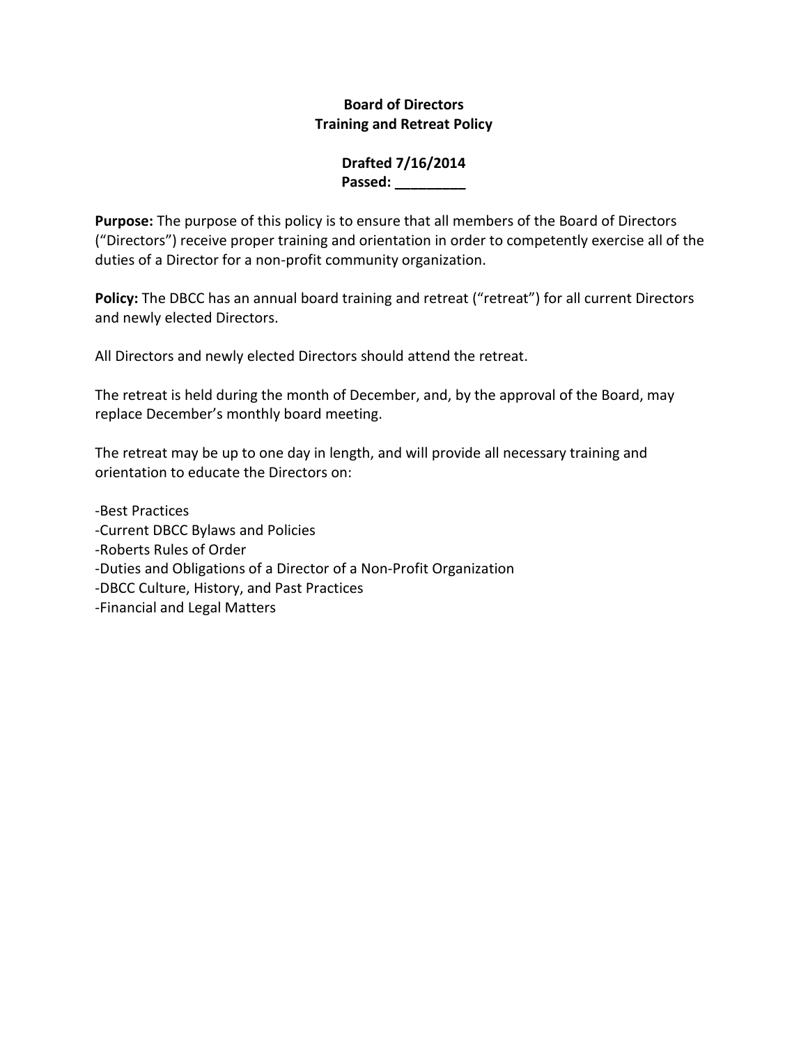# Board of Directors
## Training and Retreat Policy

**Drafted 7/16/2014**
**Passed: _________**

**Purpose:** The purpose of this policy is to ensure that all members of the Board of Directors ("Directors") receive proper training and orientation in order to competently exercise all of the duties of a Director for a non-profit community organization.

**Policy:** The DBCC has an annual board training and retreat ("retreat") for all current Directors and newly elected Directors.

All Directors and newly elected Directors should attend the retreat.

The retreat is held during the month of December, and, by the approval of the Board, may replace December's monthly board meeting.

The retreat may be up to one day in length, and will provide all necessary training and orientation to educate the Directors on:

-Best Practices
-Current DBCC Bylaws and Policies
-Roberts Rules of Order
-Duties and Obligations of a Director of a Non-Profit Organization
-DBCC Culture, History, and Past Practices
-Financial and Legal Matters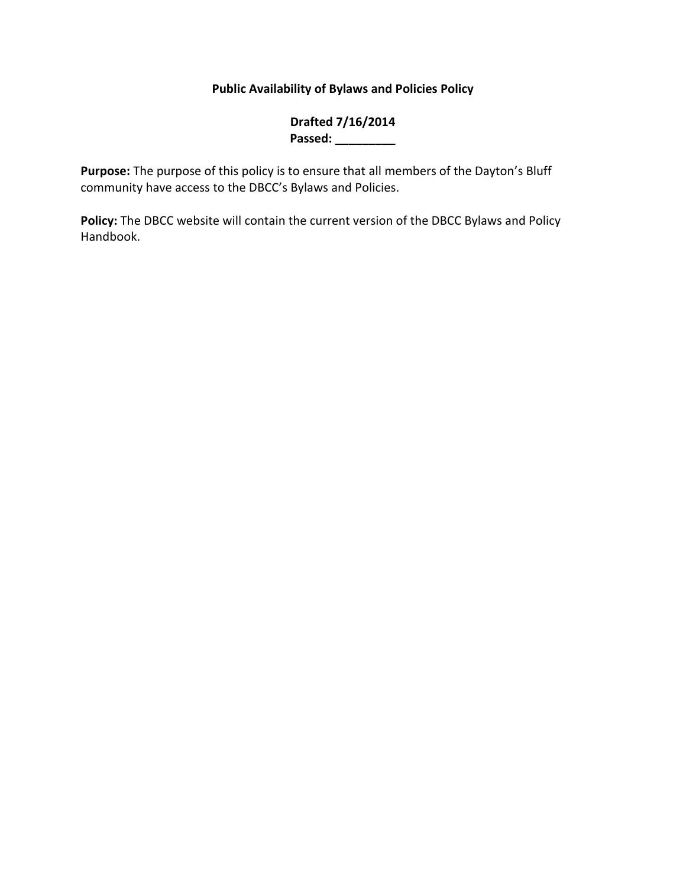**Public Availability of Bylaws and Policies Policy**

**Drafted 7/16/2014**
**Passed: _________**

**Purpose:** The purpose of this policy is to ensure that all members of the Dayton's Bluff community have access to the DBCC's Bylaws and Policies.

**Policy:** The DBCC website will contain the current version of the DBCC Bylaws and Policy Handbook.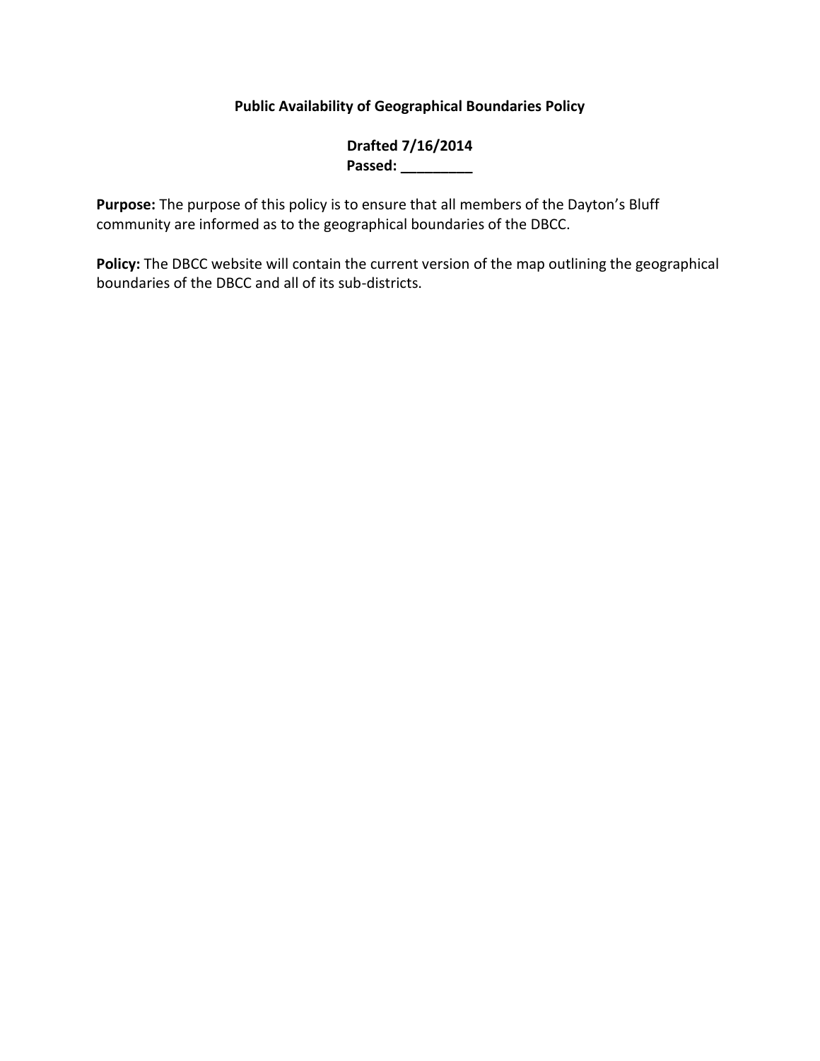**Public Availability of Geographical Boundaries Policy**

**Drafted 7/16/2014**
**Passed: _________**

**Purpose:** The purpose of this policy is to ensure that all members of the Dayton's Bluff community are informed as to the geographical boundaries of the DBCC.

**Policy:** The DBCC website will contain the current version of the map outlining the geographical boundaries of the DBCC and all of its sub-districts.